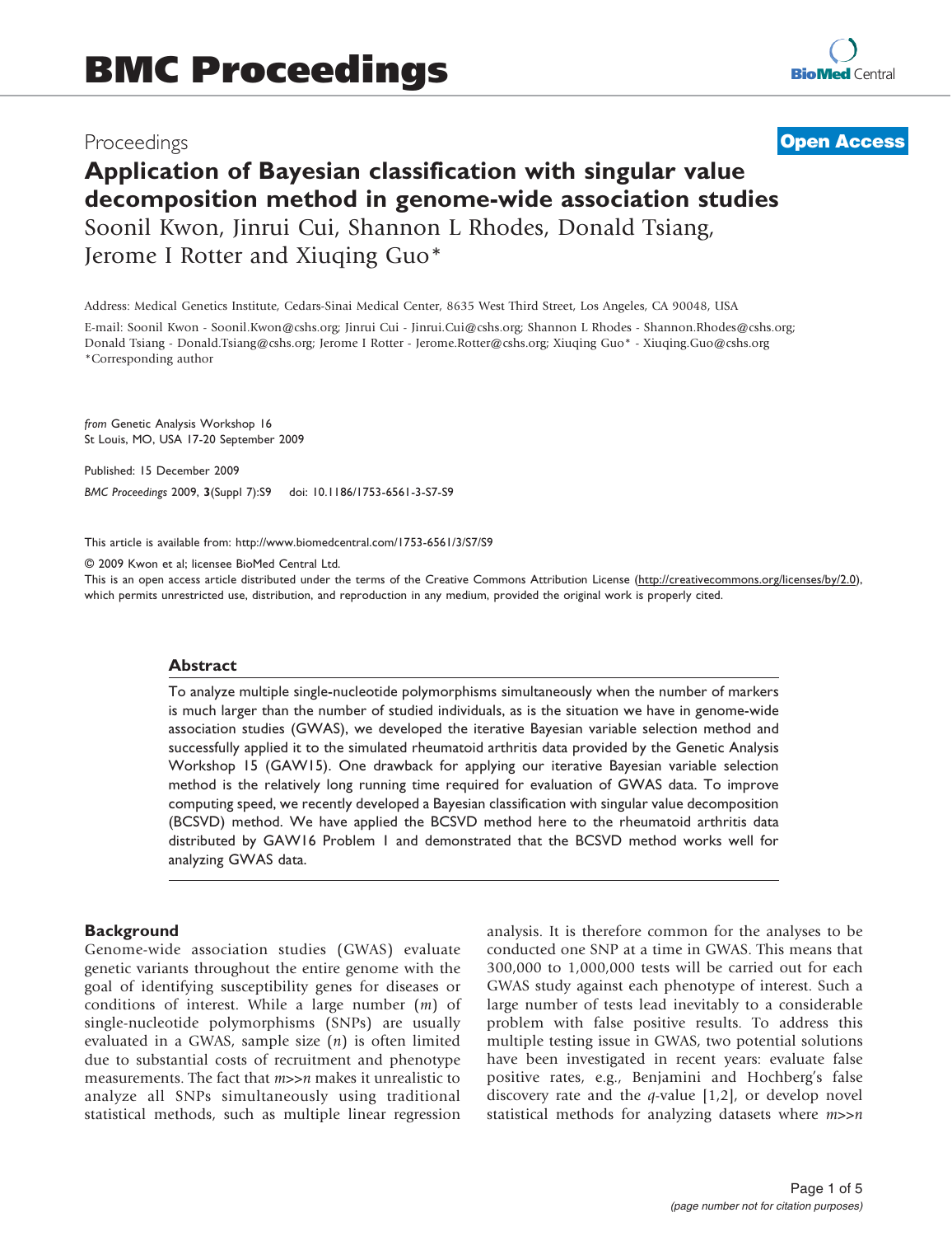# BMC Proceedings

Proceedings

**Open Access**

# Application of Bayesian classification with singular value decomposition method in genome-wide association studies

Soonil Kwon, Jinrui Cui, Shannon L Rhodes, Donald Tsiang, Jerome I Rotter and Xiuqing Guo*

Address: Medical Genetics Institute, Cedars-Sinai Medical Center, 8635 West Third Street, Los Angeles, CA 90048, USA

E-mail: Soonil Kwon - Soonil.Kwon@cshs.org; Jinrui Cui - Jinrui.Cui@cshs.org; Shannon L Rhodes - Shannon.Rhodes@cshs.org; Donald Tsiang - Donald.Tsiang@cshs.org; Jerome I Rotter - Jerome.Rotter@cshs.org; Xiuqing Guo* - Xiuqing.Guo@cshs.org
*Corresponding author

*from* Genetic Analysis Workshop 16
St Louis, MO, USA 17-20 September 2009

Published: 15 December 2009

*BMC Proceedings* 2009, **3**(Suppl 7):S9 doi: 10.1186/1753-6561-3-S7-S9

This article is available from: http://www.biomedcentral.com/1753-6561/3/S7/S9

© 2009 Kwon et al; licensee BioMed Central Ltd.
This is an open access article distributed under the terms of the Creative Commons Attribution License (http://creativecommons.org/licenses/by/2.0), which permits unrestricted use, distribution, and reproduction in any medium, provided the original work is properly cited.

## Abstract

To analyze multiple single-nucleotide polymorphisms simultaneously when the number of markers is much larger than the number of studied individuals, as is the situation we have in genome-wide association studies (GWAS), we developed the iterative Bayesian variable selection method and successfully applied it to the simulated rheumatoid arthritis data provided by the Genetic Analysis Workshop 15 (GAW15). One drawback for applying our iterative Bayesian variable selection method is the relatively long running time required for evaluation of GWAS data. To improve computing speed, we recently developed a Bayesian classification with singular value decomposition (BCSVD) method. We have applied the BCSVD method here to the rheumatoid arthritis data distributed by GAW16 Problem 1 and demonstrated that the BCSVD method works well for analyzing GWAS data.

## Background

Genome-wide association studies (GWAS) evaluate genetic variants throughout the entire genome with the goal of identifying susceptibility genes for diseases or conditions of interest. While a large number ($m$) of single-nucleotide polymorphisms (SNPs) are usually evaluated in a GWAS, sample size ($n$) is often limited due to substantial costs of recruitment and phenotype measurements. The fact that $m$>>$n$ makes it unrealistic to analyze all SNPs simultaneously using traditional statistical methods, such as multiple linear regression analysis. It is therefore common for the analyses to be conducted one SNP at a time in GWAS. This means that 300,000 to 1,000,000 tests will be carried out for each GWAS study against each phenotype of interest. Such a large number of tests lead inevitably to a considerable problem with false positive results. To address this multiple testing issue in GWAS, two potential solutions have been investigated in recent years: evaluate false positive rates, e.g., Benjamini and Hochberg's false discovery rate and the $q$-value [1,2], or develop novel statistical methods for analyzing datasets where $m$>>$n$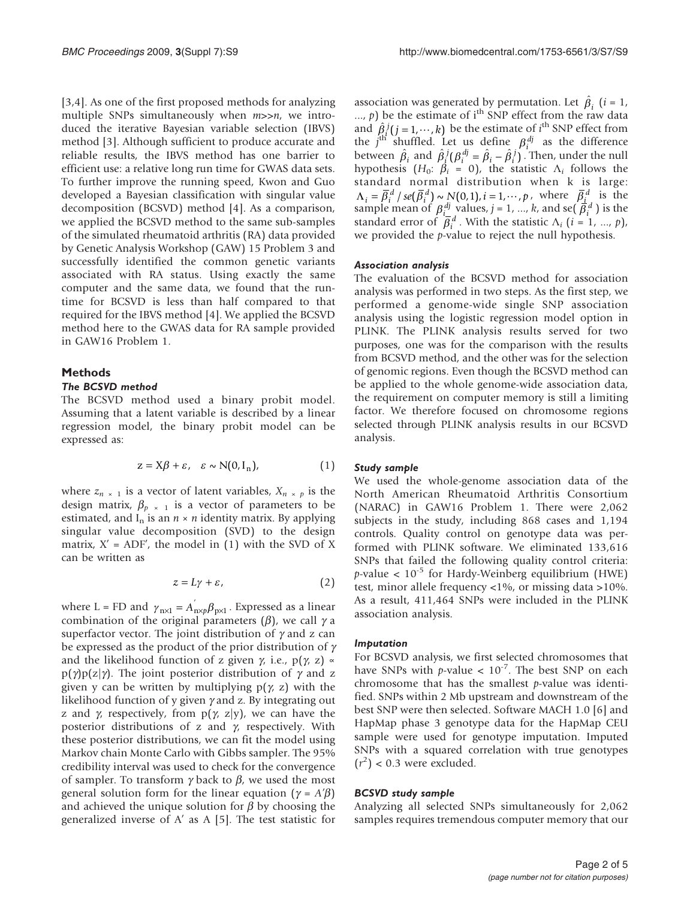[3,4]. As one of the first proposed methods for analyzing multiple SNPs simultaneously when $m >> n$, we introduced the iterative Bayesian variable selection (IBVS) method [3]. Although sufficient to produce accurate and reliable results, the IBVS method has one barrier to efficient use: a relative long run time for GWAS data sets. To further improve the running speed, Kwon and Guo developed a Bayesian classification with singular value decomposition (BCSVD) method [4]. As a comparison, we applied the BCSVD method to the same sub-samples of the simulated rheumatoid arthritis (RA) data provided by Genetic Analysis Workshop (GAW) 15 Problem 3 and successfully identified the common genetic variants associated with RA status. Using exactly the same computer and the same data, we found that the run-time for BCSVD is less than half compared to that required for the IBVS method [4]. We applied the BCSVD method here to the GWAS data for RA sample provided in GAW16 Problem 1.

## Methods

### *The BCSVD method*

The BCSVD method used a binary probit model. Assuming that a latent variable is described by a linear regression model, the binary probit model can be expressed as:

$$z = X\beta + \varepsilon, \quad \varepsilon \sim N(0, I_n), \tag{1}$$

where $z_{n \times 1}$ is a vector of latent variables, $X_{n \times p}$ is the design matrix, $\beta_{p \times 1}$ is a vector of parameters to be estimated, and $I_n$ is an $n \times n$ identity matrix. By applying singular value decomposition (SVD) to the design matrix, $X' = ADF'$, the model in (1) with the SVD of X can be written as

$$z = L\gamma + \varepsilon, \tag{2}$$

where $L = FD$ and $\gamma_{n\times 1} = A'_{n\times p}\beta_{p\times 1}$. Expressed as a linear combination of the original parameters ($\beta$), we call $\gamma$ a superfactor vector. The joint distribution of $\gamma$ and z can be expressed as the product of the prior distribution of $\gamma$ and the likelihood function of z given $\gamma$, i.e., $p(\gamma, z) \propto p(\gamma)p(z|\gamma)$. The joint posterior distribution of $\gamma$ and z given y can be written by multiplying $p(\gamma, z)$ with the likelihood function of y given $\gamma$ and z. By integrating out z and $\gamma$, respectively, from $p(\gamma, z|y)$, we can have the posterior distributions of z and $\gamma$, respectively. With these posterior distributions, we can fit the model using Markov chain Monte Carlo with Gibbs sampler. The 95% credibility interval was used to check for the convergence of sampler. To transform $\gamma$ back to $\beta$, we used the most general solution form for the linear equation ($\gamma = A'\beta$) and achieved the unique solution for $\beta$ by choosing the generalized inverse of A' as A [5]. The test statistic for association was generated by permutation. Let $\hat{\beta}_i$ ($i = 1, ..., p$) be the estimate of i[th] SNP effect from the raw data and $\hat{\beta}_i^j (j = 1, \cdots, k)$ be the estimate of $i^{th}$ SNP effect from the $j^{th}$ shuffled. Let us define $\beta_i^{dj}$ as the difference between $\hat{\beta}_i$ and $\hat{\beta}_i^j (\beta_i^{dj} = \hat{\beta}_i - \hat{\beta}_i^j)$. Then, under the null hypothesis ($H_0$: $\beta_i = 0$), the statistic $\Lambda_i$ follows the standard normal distribution when k is large: $\Lambda_i = \bar{\beta}_i^d / se(\bar{\beta}_i^d) \sim N(0,1), i = 1, \cdots, p$, where $\bar{\beta}_i^d$ is the sample mean of $\beta_i^{dj}$ values, $j = 1, ..., k$, and $se(\bar{\beta}_i^d)$ is the standard error of $\bar{\beta}_i^d$. With the statistic $\Lambda_i$ ($i = 1, ..., p$), we provided the *p*-value to reject the null hypothesis.

### *Association analysis*

The evaluation of the BCSVD method for association analysis was performed in two steps. As the first step, we performed a genome-wide single SNP association analysis using the logistic regression model option in PLINK. The PLINK analysis results served for two purposes, one was for the comparison with the results from BCSVD method, and the other was for the selection of genomic regions. Even though the BCSVD method can be applied to the whole genome-wide association data, the requirement on computer memory is still a limiting factor. We therefore focused on chromosome regions selected through PLINK analysis results in our BCSVD analysis.

### *Study sample*

We used the whole-genome association data of the North American Rheumatoid Arthritis Consortium (NARAC) in GAW16 Problem 1. There were 2,062 subjects in the study, including 868 cases and 1,194 controls. Quality control on genotype data was performed with PLINK software. We eliminated 133,616 SNPs that failed the following quality control criteria: *p*-value < $10^{-5}$ for Hardy-Weinberg equilibrium (HWE) test, minor allele frequency <1%, or missing data >10%. As a result, 411,464 SNPs were included in the PLINK association analysis.

### *Imputation*

For BCSVD analysis, we first selected chromosomes that have SNPs with *p*-value < $10^{-7}$. The best SNP on each chromosome that has the smallest *p*-value was identified. SNPs within 2 Mb upstream and downstream of the best SNP were then selected. Software MACH 1.0 [6] and HapMap phase 3 genotype data for the HapMap CEU sample were used for genotype imputation. Imputed SNPs with a squared correlation with true genotypes ($r^2$) < 0.3 were excluded.

### *BCSVD study sample*

Analyzing all selected SNPs simultaneously for 2,062 samples requires tremendous computer memory that our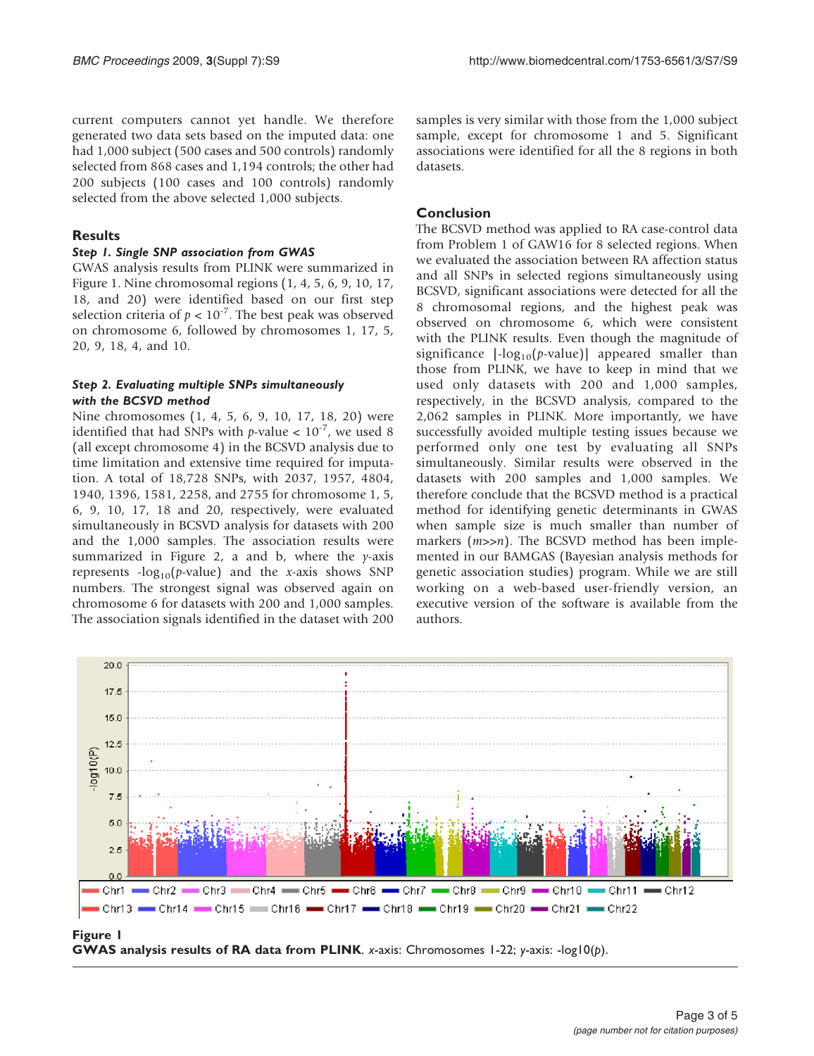current computers cannot yet handle. We therefore generated two data sets based on the imputed data: one had 1,000 subject (500 cases and 500 controls) randomly selected from 868 cases and 1,194 controls; the other had 200 subjects (100 cases and 100 controls) randomly selected from the above selected 1,000 subjects.

## Results

### *Step 1. Single SNP association from GWAS*

GWAS analysis results from PLINK were summarized in Figure 1. Nine chromosomal regions (1, 4, 5, 6, 9, 10, 17, 18, and 20) were identified based on our first step selection criteria of $p < 10^{-7}$. The best peak was observed on chromosome 6, followed by chromosomes 1, 17, 5, 20, 9, 18, 4, and 10.

### *Step 2. Evaluating multiple SNPs simultaneously with the BCSVD method*

Nine chromosomes (1, 4, 5, 6, 9, 10, 17, 18, 20) were identified that had SNPs with $p$-value $< 10^{-7}$, we used 8 (all except chromosome 4) in the BCSVD analysis due to time limitation and extensive time required for imputation. A total of 18,728 SNPs, with 2037, 1957, 4804, 1940, 1396, 1581, 2258, and 2755 for chromosome 1, 5, 6, 9, 10, 17, 18 and 20, respectively, were evaluated simultaneously in BCSVD analysis for datasets with 200 and the 1,000 samples. The association results were summarized in Figure 2, a and b, where the $y$-axis represents $-\log_{10}(p\text{-value})$ and the $x$-axis shows SNP numbers. The strongest signal was observed again on chromosome 6 for datasets with 200 and 1,000 samples. The association signals identified in the dataset with 200 samples is very similar with those from the 1,000 subject sample, except for chromosome 1 and 5. Significant associations were identified for all the 8 regions in both datasets.

## Conclusion

The BCSVD method was applied to RA case-control data from Problem 1 of GAW16 for 8 selected regions. When we evaluated the association between RA affection status and all SNPs in selected regions simultaneously using BCSVD, significant associations were detected for all the 8 chromosomal regions, and the highest peak was observed on chromosome 6, which were consistent with the PLINK results. Even though the magnitude of significance [$-\log_{10}(p\text{-value})$] appeared smaller than those from PLINK, we have to keep in mind that we used only datasets with 200 and 1,000 samples, respectively, in the BCSVD analysis, compared to the 2,062 samples in PLINK. More importantly, we have successfully avoided multiple testing issues because we performed only one test by evaluating all SNPs simultaneously. Similar results were observed in the datasets with 200 samples and 1,000 samples. We therefore conclude that the BCSVD method is a practical method for identifying genetic determinants in GWAS when sample size is much smaller than number of markers ($m \gg n$). The BCSVD method has been implemented in our BAMGAS (Bayesian analysis methods for genetic association studies) program. While we are still working on a web-based user-friendly version, an executive version of the software is available from the authors.

**Figure 1**
**GWAS analysis results of RA data from PLINK**. $x$-axis: Chromosomes 1-22; $y$-axis: $-\log_{10}(p)$.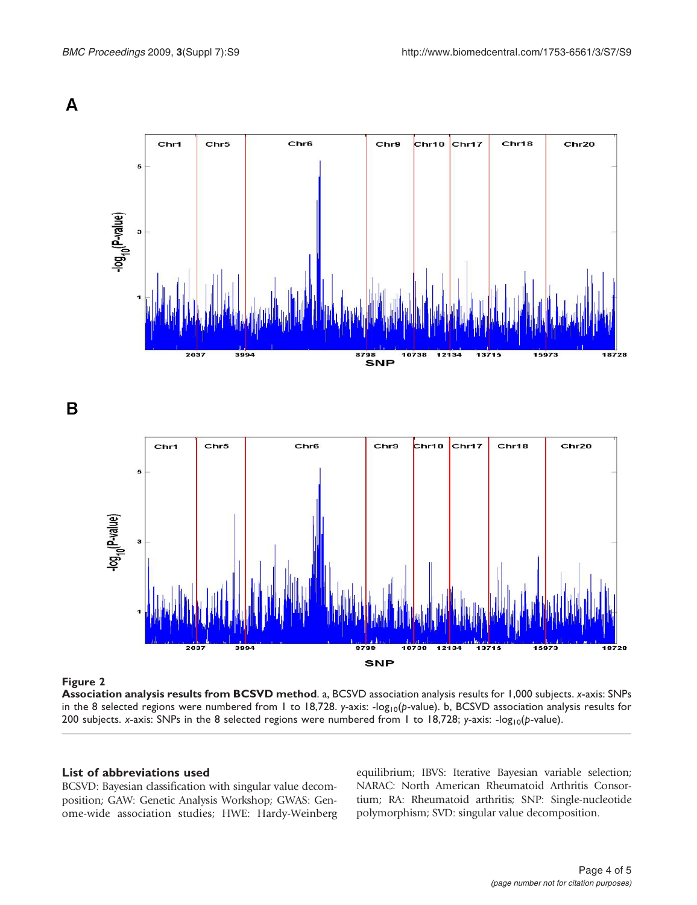**Figure 2**

**Association analysis results from BCSVD method**. a, BCSVD association analysis results for 1,000 subjects. *x*-axis: SNPs in the 8 selected regions were numbered from 1 to 18,728. *y*-axis: $-\log_{10}(p\text{-value})$. b, BCSVD association analysis results for 200 subjects. *x*-axis: SNPs in the 8 selected regions were numbered from 1 to 18,728; *y*-axis: $-\log_{10}(p\text{-value})$.

## List of abbreviations used

BCSVD: Bayesian classification with singular value decomposition; GAW: Genetic Analysis Workshop; GWAS: Genome-wide association studies; HWE: Hardy-Weinberg equilibrium; IBVS: Iterative Bayesian variable selection; NARAC: North American Rheumatoid Arthritis Consortium; RA: Rheumatoid arthritis; SNP: Single-nucleotide polymorphism; SVD: singular value decomposition.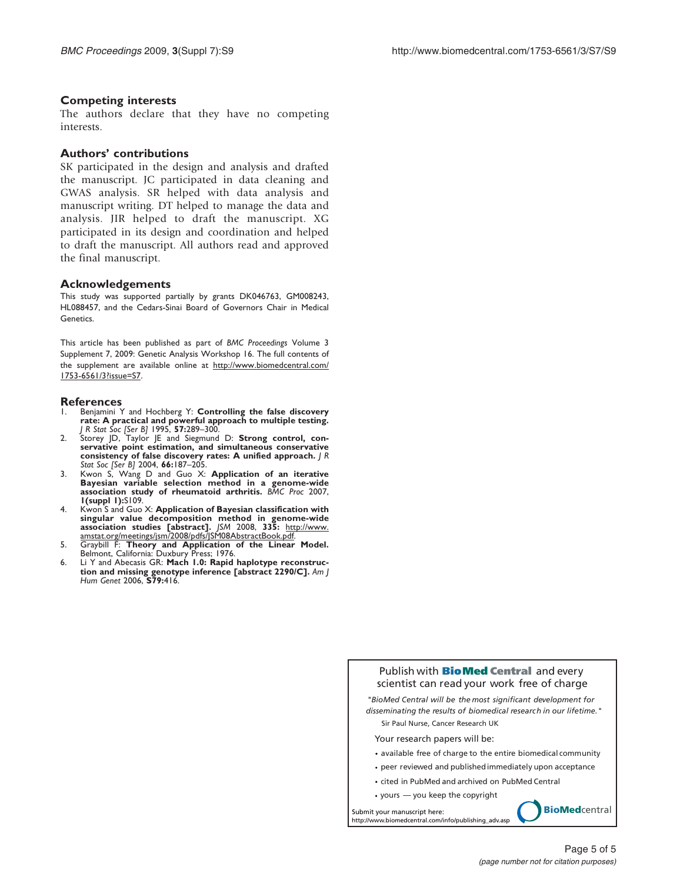## Competing interests

The authors declare that they have no competing interests.

## Authors' contributions

SK participated in the design and analysis and drafted the manuscript. JC participated in data cleaning and GWAS analysis. SR helped with data analysis and manuscript writing. DT helped to manage the data and analysis. JIR helped to draft the manuscript. XG participated in its design and coordination and helped to draft the manuscript. All authors read and approved the final manuscript.

## Acknowledgements

This study was supported partially by grants DK046763, GM008243, HL088457, and the Cedars-Sinai Board of Governors Chair in Medical Genetics.

This article has been published as part of *BMC Proceedings* Volume 3 Supplement 7, 2009: Genetic Analysis Workshop 16. The full contents of the supplement are available online at http://www.biomedcentral.com/1753-6561/3?issue=S7.

## References

1. Benjamini Y and Hochberg Y: **Controlling the false discovery rate: A practical and powerful approach to multiple testing.** *J R Stat Soc [Ser B]* 1995, **57:**289–300.
2. Storey JD, Taylor JE and Siegmund D: **Strong control, conservative point estimation, and simultaneous conservative consistency of false discovery rates: A unified approach.** *J R Stat Soc [Ser B]* 2004, **66:**187–205.
3. Kwon S, Wang D and Guo X: **Application of an iterative Bayesian variable selection method in a genome-wide association study of rheumatoid arthritis.** *BMC Proc* 2007, **1(suppl 1):**S109.
4. Kwon S and Guo X: **Application of Bayesian classification with singular value decomposition method in genome-wide association studies [abstract].** *JSM* 2008, **335:** http://www.amstat.org/meetings/jsm/2008/pdfs/JSM08AbstractBook.pdf.
5. Graybill F: **Theory and Application of the Linear Model.** Belmont, California: Duxbury Press; 1976.
6. Li Y and Abecasis GR: **Mach 1.0: Rapid haplotype reconstruction and missing genotype inference [abstract 2290/C].** *Am J Hum Genet* 2006, **S79:**416.

Publish with **BioMed Central** and every scientist can read your work free of charge

*"BioMed Central will be the most significant development for disseminating the results of biomedical research in our lifetime."*

Sir Paul Nurse, Cancer Research UK

Your research papers will be:

- available free of charge to the entire biomedical community
- peer reviewed and published immediately upon acceptance
- cited in PubMed and archived on PubMed Central
- yours — you keep the copyright

Submit your manuscript here:
http://www.biomedcentral.com/info/publishing_adv.asp

BioMedcentral